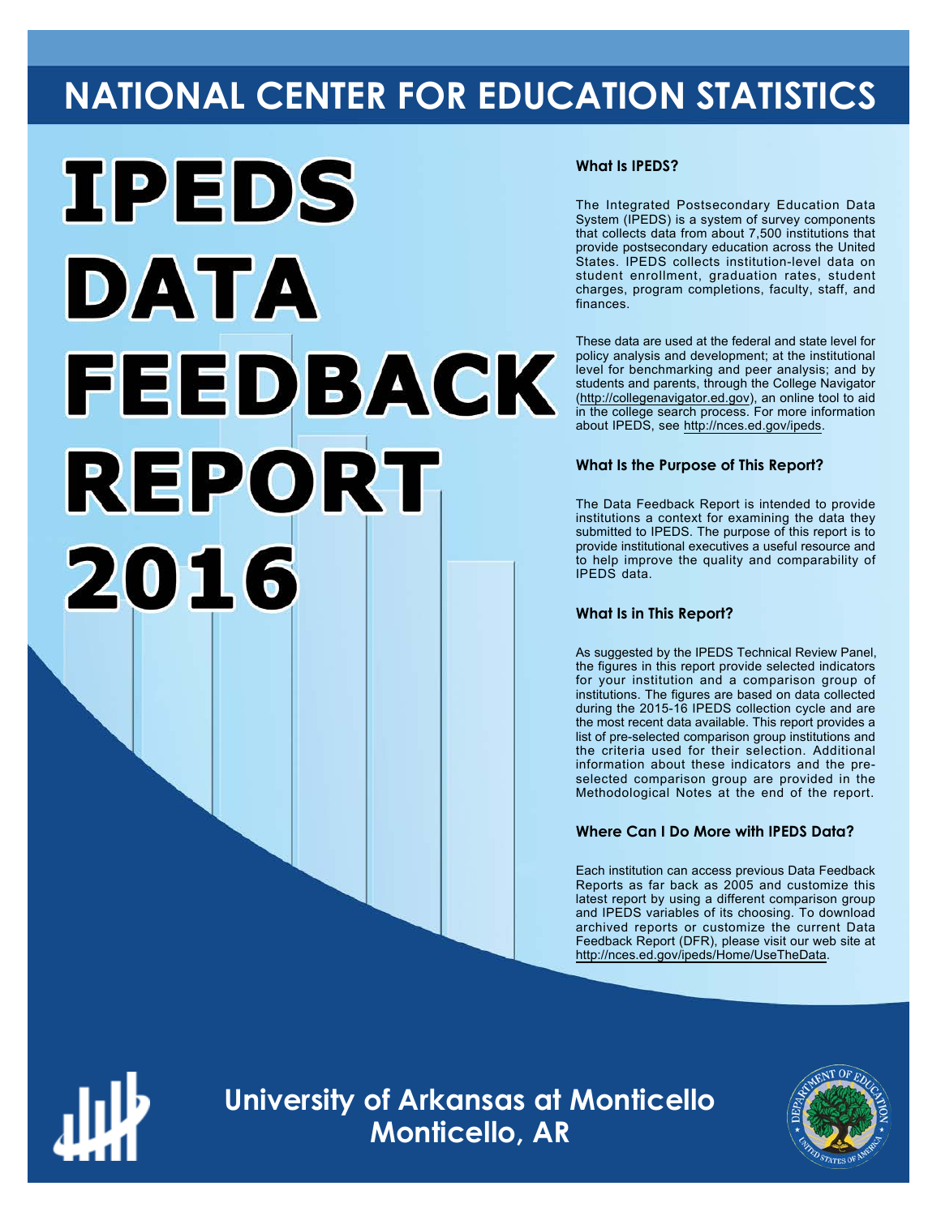# NATIONAL CENTER FOR EDUCATION STATISTICS

# IPEDS DATA FEEDBACK REPORT 2016

### What Is IPEDS?

The Integrated Postsecondary Education Data System (IPEDS) is a system of survey components that collects data from about 7,500 institutions that provide postsecondary education across the United States. IPEDS collects institution-level data on student enrollment, graduation rates, student charges, program completions, faculty, staff, and finances.

These data are used at the federal and state level for policy analysis and development; at the institutional level for benchmarking and peer analysis; and by students and parents, through the College Navigator (http://collegenavigator.ed.gov), an online tool to aid in the college search process. For more information about IPEDS, see http://nces.ed.gov/ipeds.

### What Is the Purpose of This Report?

The Data Feedback Report is intended to provide institutions a context for examining the data they submitted to IPEDS. The purpose of this report is to provide institutional executives a useful resource and to help improve the quality and comparability of IPEDS data.

### What Is in This Report?

As suggested by the IPEDS Technical Review Panel, the figures in this report provide selected indicators for your institution and a comparison group of institutions. The figures are based on data collected during the 2015-16 IPEDS collection cycle and are the most recent data available. This report provides a list of pre-selected comparison group institutions and the criteria used for their selection. Additional information about these indicators and the pre-selected comparison group are provided in the Methodological Notes at the end of the report.

### Where Can I Do More with IPEDS Data?

Each institution can access previous Data Feedback Reports as far back as 2005 and customize this latest report by using a different comparison group and IPEDS variables of its choosing. To download archived reports or customize the current Data Feedback Report (DFR), please visit our web site at http://nces.ed.gov/ipeds/Home/UseTheData.

**University of Arkansas at Monticello**
**Monticello, AR**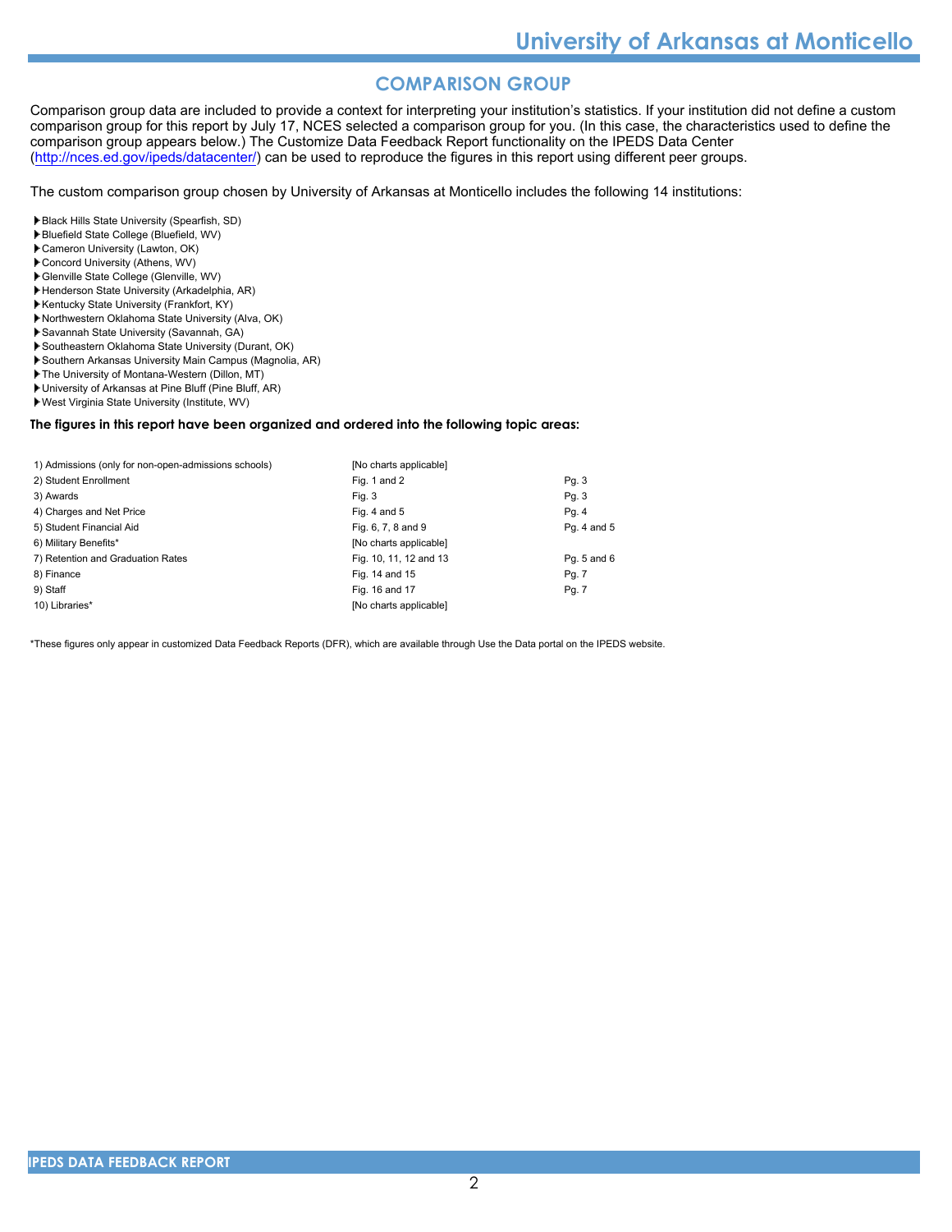## COMPARISON GROUP

Comparison group data are included to provide a context for interpreting your institution's statistics. If your institution did not define a custom comparison group for this report by July 17, NCES selected a comparison group for you. (In this case, the characteristics used to define the comparison group appears below.) The Customize Data Feedback Report functionality on the IPEDS Data Center (http://nces.ed.gov/ipeds/datacenter/) can be used to reproduce the figures in this report using different peer groups.

The custom comparison group chosen by University of Arkansas at Monticello includes the following 14 institutions:

- Black Hills State University (Spearfish, SD)
- Bluefield State College (Bluefield, WV)
- Cameron University (Lawton, OK)
- Concord University (Athens, WV)
- Glenville State College (Glenville, WV)
- Henderson State University (Arkadelphia, AR)
- Kentucky State University (Frankfort, KY)
- Northwestern Oklahoma State University (Alva, OK)
- Savannah State University (Savannah, GA)
- Southeastern Oklahoma State University (Durant, OK)
- Southern Arkansas University Main Campus (Magnolia, AR)
- The University of Montana-Western (Dillon, MT)
- University of Arkansas at Pine Bluff (Pine Bluff, AR)
- West Virginia State University (Institute, WV)

**The figures in this report have been organized and ordered into the following topic areas:**

| Topic area | Figures | Pages |
|---|---|---|
| 1) Admissions (only for non-open-admissions schools) | [No charts applicable] | |
| 2) Student Enrollment | Fig. 1 and 2 | Pg. 3 |
| 3) Awards | Fig. 3 | Pg. 3 |
| 4) Charges and Net Price | Fig. 4 and 5 | Pg. 4 |
| 5) Student Financial Aid | Fig. 6, 7, 8 and 9 | Pg. 4 and 5 |
| 6) Military Benefits* | [No charts applicable] | |
| 7) Retention and Graduation Rates | Fig. 10, 11, 12 and 13 | Pg. 5 and 6 |
| 8) Finance | Fig. 14 and 15 | Pg. 7 |
| 9) Staff | Fig. 16 and 17 | Pg. 7 |
| 10) Libraries* | [No charts applicable] | |

*These figures only appear in customized Data Feedback Reports (DFR), which are available through Use the Data portal on the IPEDS website.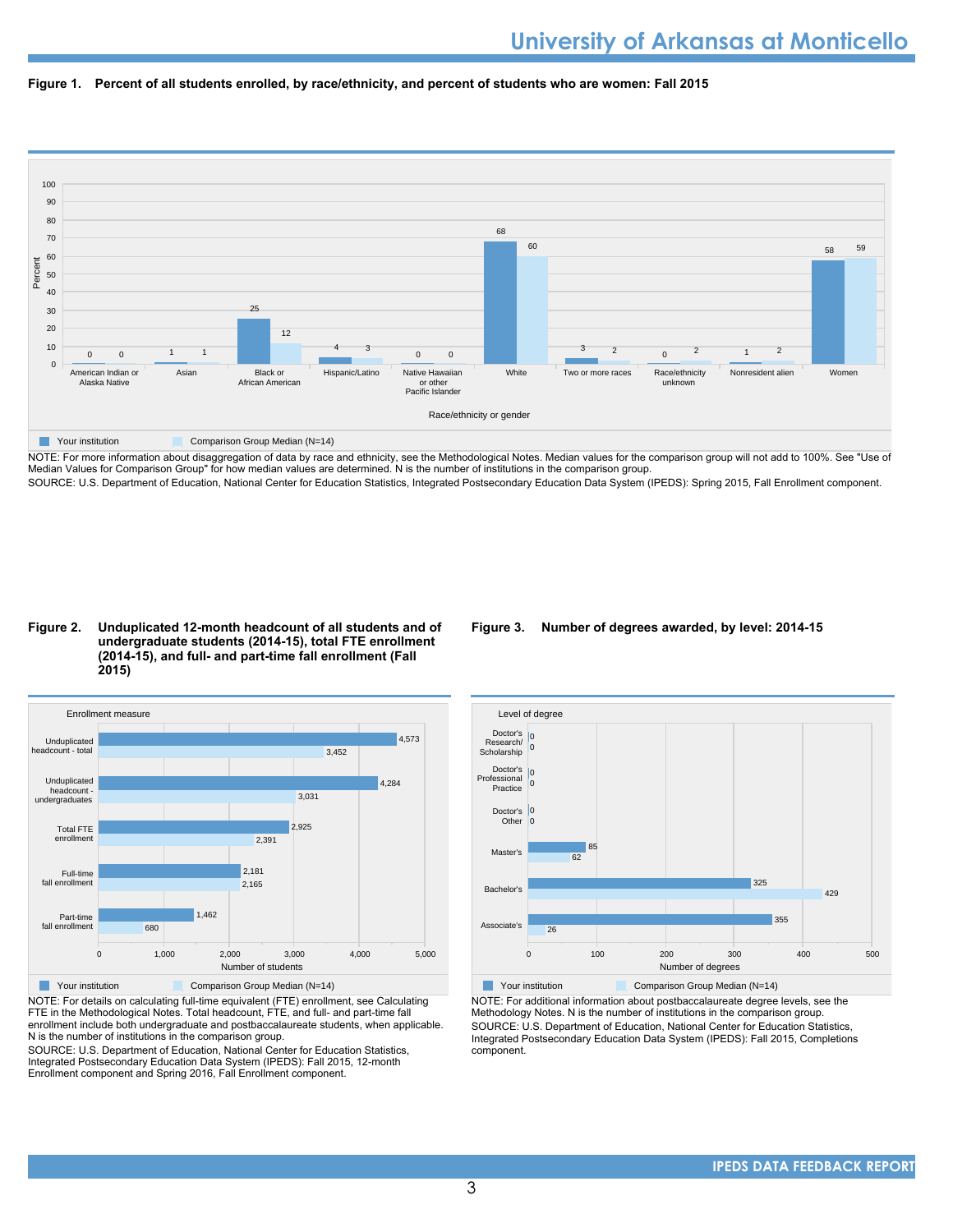**Figure 1. Percent of all students enrolled, by race/ethnicity, and percent of students who are women: Fall 2015**

| Race/ethnicity or gender | Your institution | Comparison Group Median (N=14) |
|---|---|---|
| American Indian or Alaska Native | 0 | 0 |
| Asian | 1 | 1 |
| Black or African American | 25 | 12 |
| Hispanic/Latino | 4 | 3 |
| Native Hawaiian or other Pacific Islander | 0 | 0 |
| White | 68 | 60 |
| Two or more races | 3 | 2 |
| Race/ethnicity unknown | 0 | 2 |
| Nonresident alien | 1 | 2 |
| Women | 58 | 59 |

NOTE: For more information about disaggregation of data by race and ethnicity, see the Methodological Notes. Median values for the comparison group will not add to 100%. See "Use of Median Values for Comparison Group" for how median values are determined. N is the number of institutions in the comparison group.
SOURCE: U.S. Department of Education, National Center for Education Statistics, Integrated Postsecondary Education Data System (IPEDS): Spring 2015, Fall Enrollment component.

**Figure 2. Unduplicated 12-month headcount of all students and of undergraduate students (2014-15), total FTE enrollment (2014-15), and full- and part-time fall enrollment (Fall 2015)**

| Enrollment measure | Your institution | Comparison Group Median (N=14) |
|---|---|---|
| Unduplicated headcount - total | 4,573 | 3,452 |
| Unduplicated headcount - undergraduates | 4,284 | 3,031 |
| Total FTE enrollment | 2,925 | 2,391 |
| Full-time fall enrollment | 2,181 | 2,165 |
| Part-time fall enrollment | 1,462 | 680 |

NOTE: For details on calculating full-time equivalent (FTE) enrollment, see Calculating FTE in the Methodological Notes. Total headcount, FTE, and full- and part-time fall enrollment include both undergraduate and postbaccalaureate students, when applicable. N is the number of institutions in the comparison group.
SOURCE: U.S. Department of Education, National Center for Education Statistics, Integrated Postsecondary Education Data System (IPEDS): Fall 2015, 12-month Enrollment component and Spring 2016, Fall Enrollment component.

**Figure 3. Number of degrees awarded, by level: 2014-15**

| Level of degree | Your institution | Comparison Group Median (N=14) |
|---|---|---|
| Doctor's Research/Scholarship | 0 | 0 |
| Doctor's Professional Practice | 0 | 0 |
| Doctor's Other | 0 | 0 |
| Master's | 85 | 62 |
| Bachelor's | 325 | 429 |
| Associate's | 355 | 26 |

NOTE: For additional information about postbaccalaureate degree levels, see the Methodology Notes. N is the number of institutions in the comparison group.
SOURCE: U.S. Department of Education, National Center for Education Statistics, Integrated Postsecondary Education Data System (IPEDS): Fall 2015, Completions component.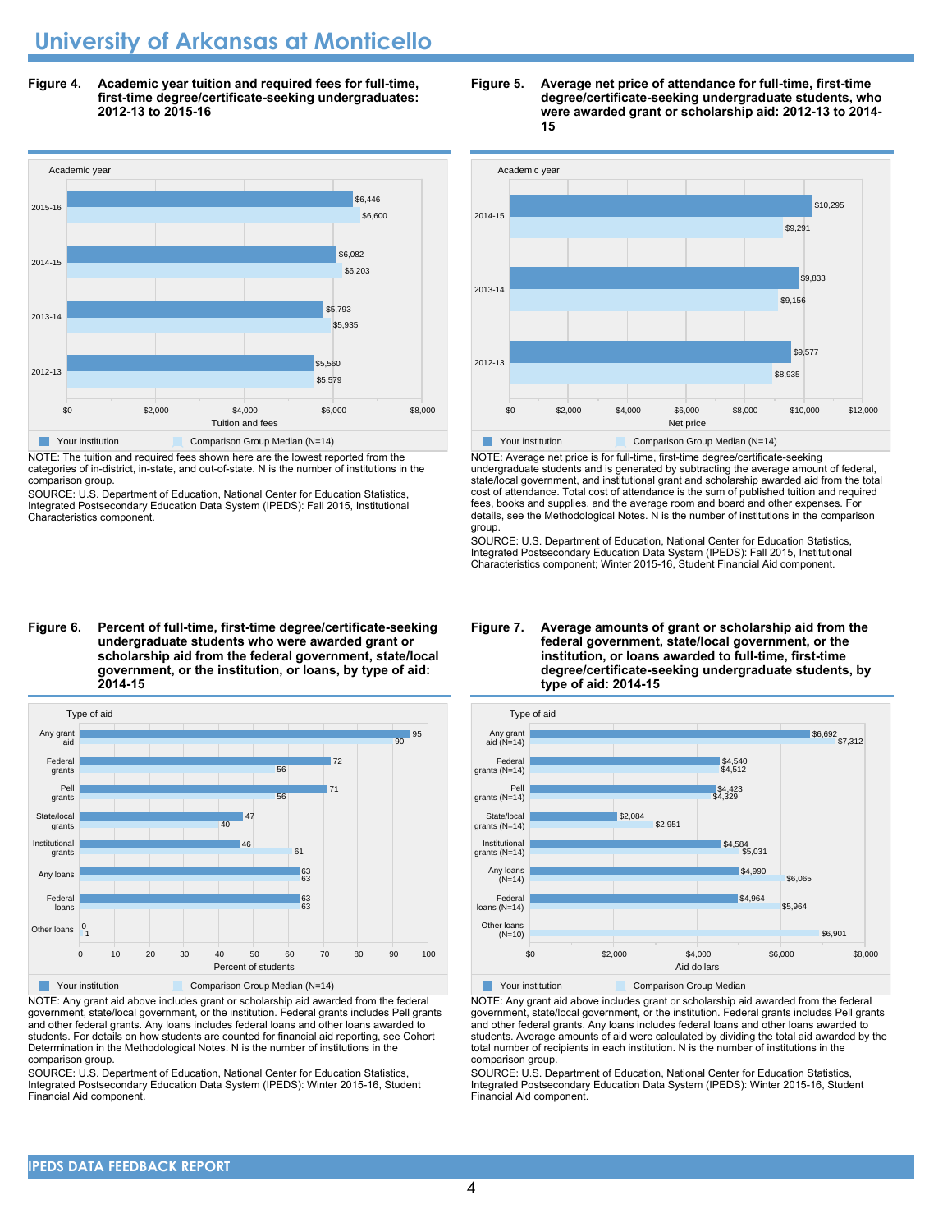# University of Arkansas at Monticello

**Figure 4. Academic year tuition and required fees for full-time, first-time degree/certificate-seeking undergraduates: 2012-13 to 2015-16**

| Academic year | Your institution | Comparison Group Median (N=14) |
|---|---|---|
| 2015-16 | $6,446 | $6,600 |
| 2014-15 | $6,082 | $6,203 |
| 2013-14 | $5,793 | $5,935 |
| 2012-13 | $5,560 | $5,579 |

NOTE: The tuition and required fees shown here are the lowest reported from the categories of in-district, in-state, and out-of-state. N is the number of institutions in the comparison group.

SOURCE: U.S. Department of Education, National Center for Education Statistics, Integrated Postsecondary Education Data System (IPEDS): Fall 2015, Institutional Characteristics component.

**Figure 5. Average net price of attendance for full-time, first-time degree/certificate-seeking undergraduate students, who were awarded grant or scholarship aid: 2012-13 to 2014-15**

| Academic year | Your institution | Comparison Group Median (N=14) |
|---|---|---|
| 2014-15 | $10,295 | $9,291 |
| 2013-14 | $9,833 | $9,156 |
| 2012-13 | $9,577 | $8,935 |

NOTE: Average net price is for full-time, first-time degree/certificate-seeking undergraduate students and is generated by subtracting the average amount of federal, state/local government, and institutional grant and scholarship awarded aid from the total cost of attendance. Total cost of attendance is the sum of published tuition and required fees, books and supplies, and the average room and board and other expenses. For details, see the Methodological Notes. N is the number of institutions in the comparison group.

SOURCE: U.S. Department of Education, National Center for Education Statistics, Integrated Postsecondary Education Data System (IPEDS): Fall 2015, Institutional Characteristics component; Winter 2015-16, Student Financial Aid component.

**Figure 6. Percent of full-time, first-time degree/certificate-seeking undergraduate students who were awarded grant or scholarship aid from the federal government, state/local government, or the institution, or loans, by type of aid: 2014-15**

| Type of aid | Your institution | Comparison Group Median (N=14) |
|---|---|---|
| Any grant aid | 95 | 90 |
| Federal grants | 72 | 56 |
| Pell grants | 71 | 56 |
| State/local grants | 47 | 40 |
| Institutional grants | 46 | 61 |
| Any loans | 63 | 63 |
| Federal loans | 63 | 63 |
| Other loans | 0 | 1 |

NOTE: Any grant aid above includes grant or scholarship aid awarded from the federal government, state/local government, or the institution. Federal grants includes Pell grants and other federal grants. Any loans includes federal loans and other loans awarded to students. For details on how students are counted for financial aid reporting, see Cohort Determination in the Methodological Notes. N is the number of institutions in the comparison group.

SOURCE: U.S. Department of Education, National Center for Education Statistics, Integrated Postsecondary Education Data System (IPEDS): Winter 2015-16, Student Financial Aid component.

**Figure 7. Average amounts of grant or scholarship aid from the federal government, state/local government, or the institution, or loans awarded to full-time, first-time degree/certificate-seeking undergraduate students, by type of aid: 2014-15**

| Type of aid | Your institution | Comparison Group Median |
|---|---|---|
| Any grant aid (N=14) | $6,692 | $7,312 |
| Federal grants (N=14) | $4,540 | $4,512 |
| Pell grants (N=14) | $4,423 | $4,329 |
| State/local grants (N=14) | $2,084 | $2,951 |
| Institutional grants (N=14) | $4,584 | $5,031 |
| Any loans (N=14) | $4,990 | $6,065 |
| Federal loans (N=14) | $4,964 | $5,964 |
| Other loans (N=10) | | $6,901 |

NOTE: Any grant aid above includes grant or scholarship aid awarded from the federal government, state/local government, or the institution. Federal grants includes Pell grants and other federal grants. Any loans includes federal loans and other loans awarded to students. Average amounts of aid were calculated by dividing the total aid awarded by the total number of recipients in each institution. N is the number of institutions in the comparison group.

SOURCE: U.S. Department of Education, National Center for Education Statistics, Integrated Postsecondary Education Data System (IPEDS): Winter 2015-16, Student Financial Aid component.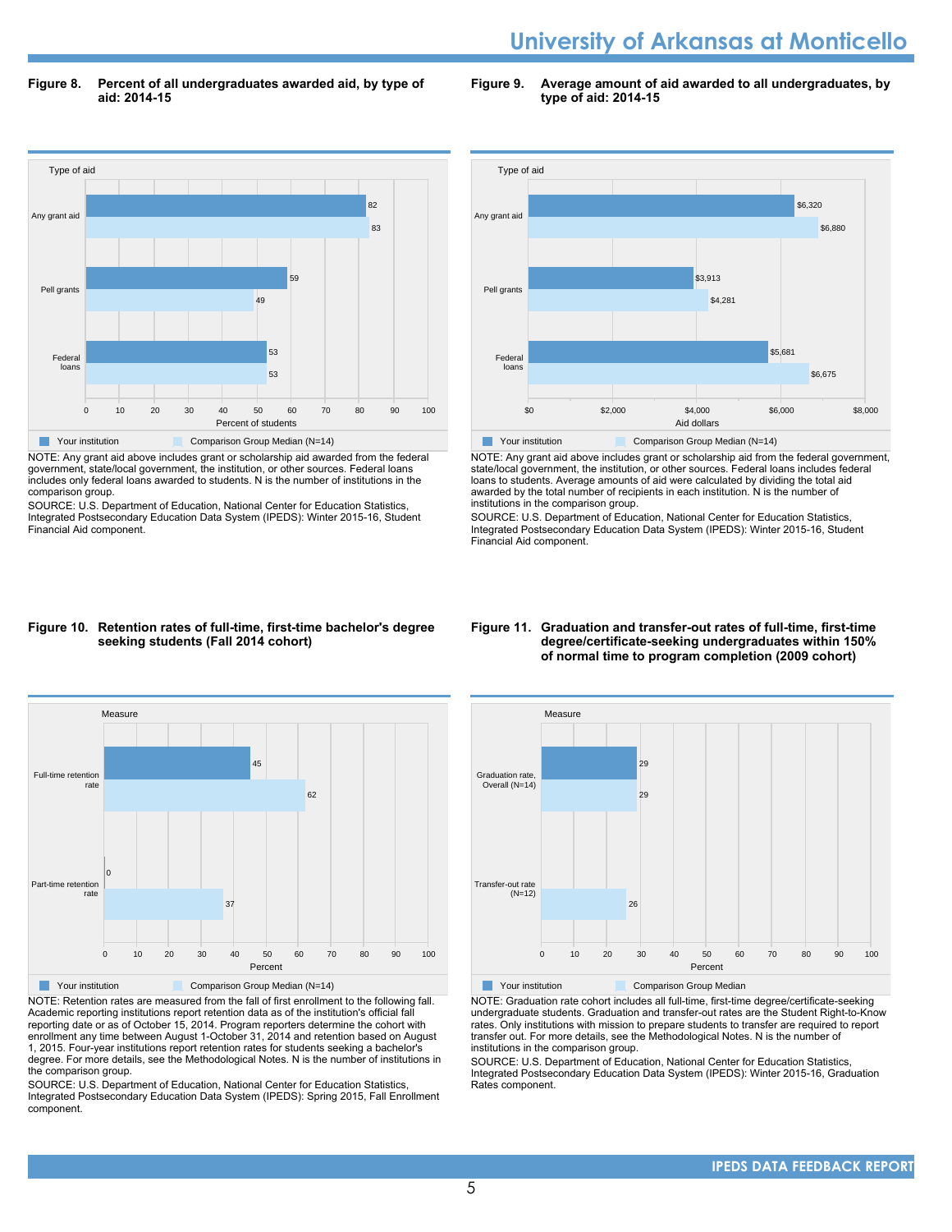# University of Arkansas at Monticello

**Figure 8. Percent of all undergraduates awarded aid, by type of aid: 2014-15**

| Type of aid | Your institution | Comparison Group Median (N=14) |
|---|---|---|
| Any grant aid | 82 | 83 |
| Pell grants | 59 | 49 |
| Federal loans | 53 | 53 |

Percent of students

NOTE: Any grant aid above includes grant or scholarship aid awarded from the federal government, state/local government, the institution, or other sources. Federal loans includes only federal loans awarded to students. N is the number of institutions in the comparison group.

SOURCE: U.S. Department of Education, National Center for Education Statistics, Integrated Postsecondary Education Data System (IPEDS): Winter 2015-16, Student Financial Aid component.

**Figure 9. Average amount of aid awarded to all undergraduates, by type of aid: 2014-15**

| Type of aid | Your institution | Comparison Group Median (N=14) |
|---|---|---|
| Any grant aid | $6,320 | $6,880 |
| Pell grants | $3,913 | $4,281 |
| Federal loans | $5,681 | $6,675 |

Aid dollars

NOTE: Any grant aid above includes grant or scholarship aid from the federal government, state/local government, the institution, or other sources. Federal loans includes federal loans to students. Average amounts of aid were calculated by dividing the total aid awarded by the total number of recipients in each institution. N is the number of institutions in the comparison group.

SOURCE: U.S. Department of Education, National Center for Education Statistics, Integrated Postsecondary Education Data System (IPEDS): Winter 2015-16, Student Financial Aid component.

**Figure 10. Retention rates of full-time, first-time bachelor's degree seeking students (Fall 2014 cohort)**

| Measure | Your institution | Comparison Group Median (N=14) |
|---|---|---|
| Full-time retention rate | 45 | 62 |
| Part-time retention rate | 0 | 37 |

Percent

NOTE: Retention rates are measured from the fall of first enrollment to the following fall. Academic reporting institutions report retention data as of the institution's official fall reporting date or as of October 15, 2014. Program reporters determine the cohort with enrollment any time between August 1-October 31, 2014 and retention based on August 1, 2015. Four-year institutions report retention rates for students seeking a bachelor's degree. For more details, see the Methodological Notes. N is the number of institutions in the comparison group.

SOURCE: U.S. Department of Education, National Center for Education Statistics, Integrated Postsecondary Education Data System (IPEDS): Spring 2015, Fall Enrollment component.

**Figure 11. Graduation and transfer-out rates of full-time, first-time degree/certificate-seeking undergraduates within 150% of normal time to program completion (2009 cohort)**

| Measure | Your institution | Comparison Group Median |
|---|---|---|
| Graduation rate, Overall (N=14) | 29 | 29 |
| Transfer-out rate (N=12) | | 26 |

Percent

NOTE: Graduation rate cohort includes all full-time, first-time degree/certificate-seeking undergraduate students. Graduation and transfer-out rates are the Student Right-to-Know rates. Only institutions with mission to prepare students to transfer are required to report transfer out. For more details, see the Methodological Notes. N is the number of institutions in the comparison group.

SOURCE: U.S. Department of Education, National Center for Education Statistics, Integrated Postsecondary Education Data System (IPEDS): Winter 2015-16, Graduation Rates component.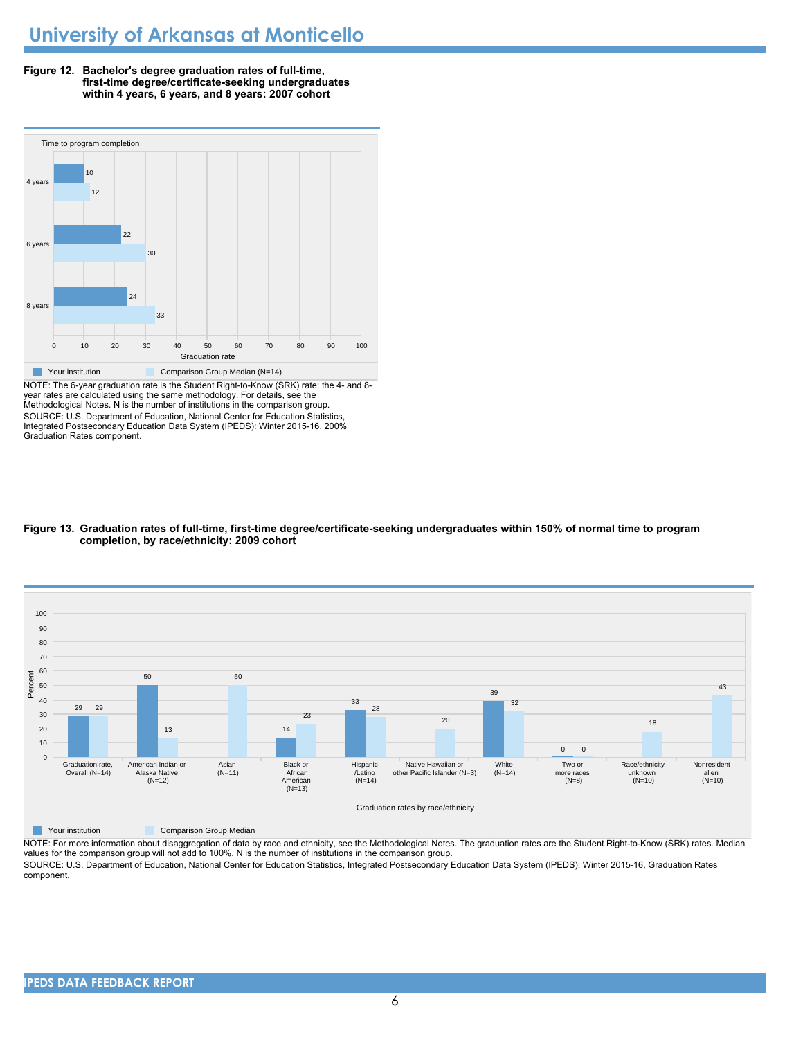# University of Arkansas at Monticello

**Figure 12. Bachelor's degree graduation rates of full-time, first-time degree/certificate-seeking undergraduates within 4 years, 6 years, and 8 years: 2007 cohort**

| Time to program completion | Your institution | Comparison Group Median (N=14) |
|---|---|---|
| 4 years | 10 | 12 |
| 6 years | 22 | 30 |
| 8 years | 24 | 33 |

NOTE: The 6-year graduation rate is the Student Right-to-Know (SRK) rate; the 4- and 8-year rates are calculated using the same methodology. For details, see the Methodological Notes. N is the number of institutions in the comparison group.

SOURCE: U.S. Department of Education, National Center for Education Statistics, Integrated Postsecondary Education Data System (IPEDS): Winter 2015-16, 200% Graduation Rates component.

**Figure 13. Graduation rates of full-time, first-time degree/certificate-seeking undergraduates within 150% of normal time to program completion, by race/ethnicity: 2009 cohort**

| Graduation rates by race/ethnicity | Your institution | Comparison Group Median |
|---|---|---|
| Graduation rate, Overall (N=14) | 29 | 29 |
| American Indian or Alaska Native (N=12) | 50 | 13 |
| Asian (N=11) | | 50 |
| Black or African American (N=13) | 14 | 23 |
| Hispanic /Latino (N=14) | 33 | 28 |
| Native Hawaiian or other Pacific Islander (N=3) | | 20 |
| White (N=14) | 39 | 32 |
| Two or more races (N=8) | 0 | 0 |
| Race/ethnicity unknown (N=10) | | 18 |
| Nonresident alien (N=10) | | 43 |

NOTE: For more information about disaggregation of data by race and ethnicity, see the Methodological Notes. The graduation rates are the Student Right-to-Know (SRK) rates. Median values for the comparison group will not add to 100%. N is the number of institutions in the comparison group.

SOURCE: U.S. Department of Education, National Center for Education Statistics, Integrated Postsecondary Education Data System (IPEDS): Winter 2015-16, Graduation Rates component.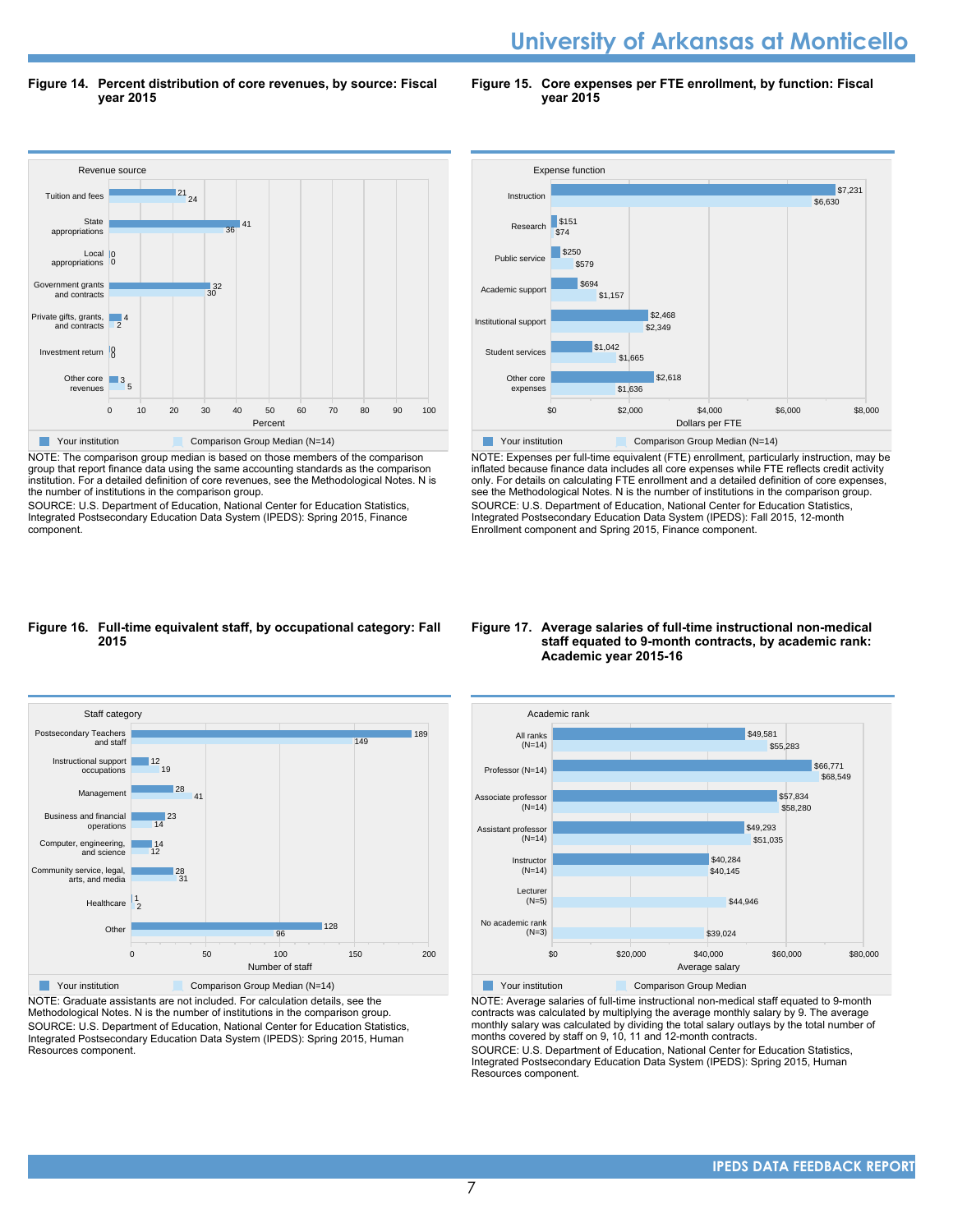**Figure 14. Percent distribution of core revenues, by source: Fiscal year 2015**

| Revenue source | Your institution | Comparison Group Median (N=14) |
|---|---|---|
| Tuition and fees | 21 | 24 |
| State appropriations | 41 | 36 |
| Local appropriations | 0 | 0 |
| Government grants and contracts | 32 | 30 |
| Private gifts, grants, and contracts | 4 | 2 |
| Investment return | 0 | 0 |
| Other core revenues | 3 | 5 |

NOTE: The comparison group median is based on those members of the comparison group that report finance data using the same accounting standards as the comparison institution. For a detailed definition of core revenues, see the Methodological Notes. N is the number of institutions in the comparison group.
SOURCE: U.S. Department of Education, National Center for Education Statistics, Integrated Postsecondary Education Data System (IPEDS): Spring 2015, Finance component.

**Figure 15. Core expenses per FTE enrollment, by function: Fiscal year 2015**

| Expense function | Your institution | Comparison Group Median (N=14) |
|---|---|---|
| Instruction | $7,231 | $6,630 |
| Research | $151 | $74 |
| Public service | $250 | $579 |
| Academic support | $694 | $1,157 |
| Institutional support | $2,468 | $2,349 |
| Student services | $1,042 | $1,665 |
| Other core expenses | $2,618 | $1,636 |

NOTE: Expenses per full-time equivalent (FTE) enrollment, particularly instruction, may be inflated because finance data includes all core expenses while FTE reflects credit activity only. For details on calculating FTE enrollment and a detailed definition of core expenses, see the Methodological Notes. N is the number of institutions in the comparison group.
SOURCE: U.S. Department of Education, National Center for Education Statistics, Integrated Postsecondary Education Data System (IPEDS): Fall 2015, 12-month Enrollment component and Spring 2015, Finance component.

**Figure 16. Full-time equivalent staff, by occupational category: Fall 2015**

| Staff category | Your institution | Comparison Group Median (N=14) |
|---|---|---|
| Postsecondary Teachers and staff | 189 | 149 |
| Instructional support occupations | 12 | 19 |
| Management | 28 | 41 |
| Business and financial operations | 23 | 14 |
| Computer, engineering, and science | 14 | 12 |
| Community service, legal, arts, and media | 28 | 31 |
| Healthcare | 1 | 2 |
| Other | 128 | 96 |

NOTE: Graduate assistants are not included. For calculation details, see the Methodological Notes. N is the number of institutions in the comparison group.
SOURCE: U.S. Department of Education, National Center for Education Statistics, Integrated Postsecondary Education Data System (IPEDS): Spring 2015, Human Resources component.

**Figure 17. Average salaries of full-time instructional non-medical staff equated to 9-month contracts, by academic rank: Academic year 2015-16**

| Academic rank | Your institution | Comparison Group Median |
|---|---|---|
| All ranks (N=14) | $49,581 | $55,283 |
| Professor (N=14) | $66,771 | $68,549 |
| Associate professor (N=14) | $57,834 | $58,280 |
| Assistant professor (N=14) | $49,293 | $51,035 |
| Instructor (N=14) | $40,284 | $40,145 |
| Lecturer (N=5) | | $44,946 |
| No academic rank (N=3) | | $39,024 |

NOTE: Average salaries of full-time instructional non-medical staff equated to 9-month contracts was calculated by multiplying the average monthly salary by 9. The average monthly salary was calculated by dividing the total salary outlays by the total number of months covered by staff on 9, 10, 11 and 12-month contracts.
SOURCE: U.S. Department of Education, National Center for Education Statistics, Integrated Postsecondary Education Data System (IPEDS): Spring 2015, Human Resources component.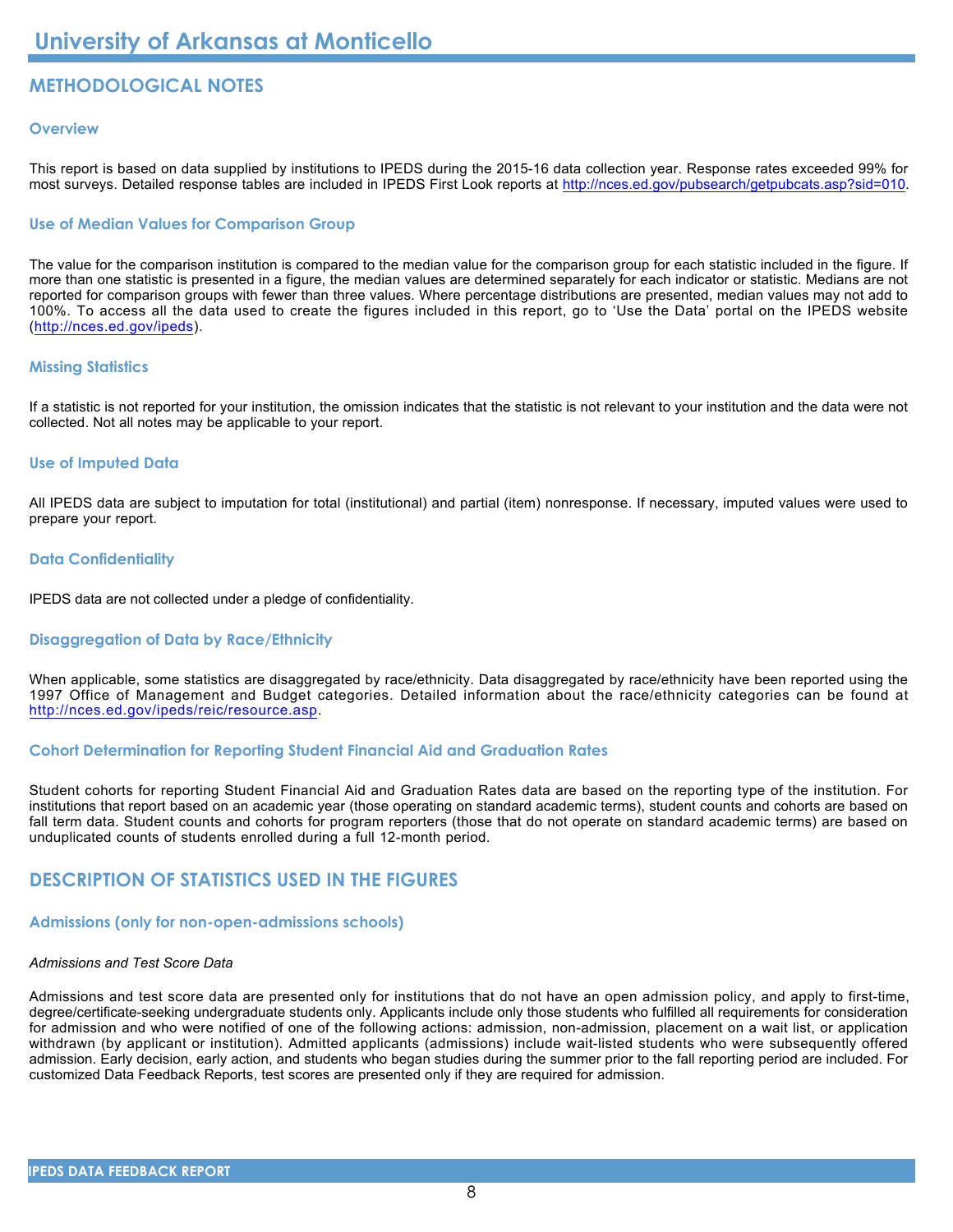# University of Arkansas at Monticello

## METHODOLOGICAL NOTES

### Overview

This report is based on data supplied by institutions to IPEDS during the 2015-16 data collection year. Response rates exceeded 99% for most surveys. Detailed response tables are included in IPEDS First Look reports at http://nces.ed.gov/pubsearch/getpubcats.asp?sid=010.

### Use of Median Values for Comparison Group

The value for the comparison institution is compared to the median value for the comparison group for each statistic included in the figure. If more than one statistic is presented in a figure, the median values are determined separately for each indicator or statistic. Medians are not reported for comparison groups with fewer than three values. Where percentage distributions are presented, median values may not add to 100%. To access all the data used to create the figures included in this report, go to 'Use the Data' portal on the IPEDS website (http://nces.ed.gov/ipeds).

### Missing Statistics

If a statistic is not reported for your institution, the omission indicates that the statistic is not relevant to your institution and the data were not collected. Not all notes may be applicable to your report.

### Use of Imputed Data

All IPEDS data are subject to imputation for total (institutional) and partial (item) nonresponse. If necessary, imputed values were used to prepare your report.

### Data Confidentiality

IPEDS data are not collected under a pledge of confidentiality.

### Disaggregation of Data by Race/Ethnicity

When applicable, some statistics are disaggregated by race/ethnicity. Data disaggregated by race/ethnicity have been reported using the 1997 Office of Management and Budget categories. Detailed information about the race/ethnicity categories can be found at http://nces.ed.gov/ipeds/reic/resource.asp.

### Cohort Determination for Reporting Student Financial Aid and Graduation Rates

Student cohorts for reporting Student Financial Aid and Graduation Rates data are based on the reporting type of the institution. For institutions that report based on an academic year (those operating on standard academic terms), student counts and cohorts are based on fall term data. Student counts and cohorts for program reporters (those that do not operate on standard academic terms) are based on unduplicated counts of students enrolled during a full 12-month period.

## DESCRIPTION OF STATISTICS USED IN THE FIGURES

### Admissions (only for non-open-admissions schools)

*Admissions and Test Score Data*

Admissions and test score data are presented only for institutions that do not have an open admission policy, and apply to first-time, degree/certificate-seeking undergraduate students only. Applicants include only those students who fulfilled all requirements for consideration for admission and who were notified of one of the following actions: admission, non-admission, placement on a wait list, or application withdrawn (by applicant or institution). Admitted applicants (admissions) include wait-listed students who were subsequently offered admission. Early decision, early action, and students who began studies during the summer prior to the fall reporting period are included. For customized Data Feedback Reports, test scores are presented only if they are required for admission.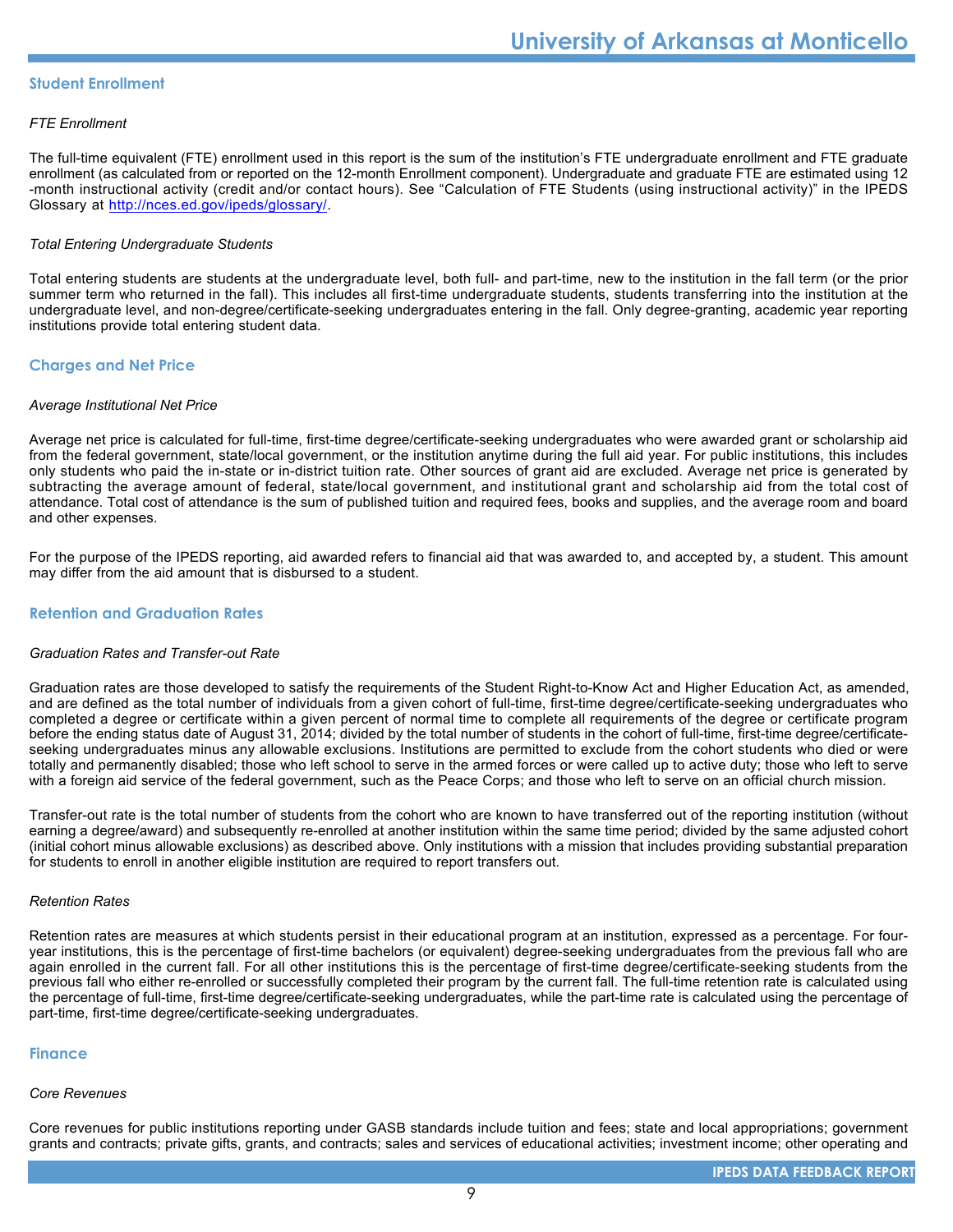## Student Enrollment

*FTE Enrollment*

The full-time equivalent (FTE) enrollment used in this report is the sum of the institution's FTE undergraduate enrollment and FTE graduate enrollment (as calculated from or reported on the 12-month Enrollment component). Undergraduate and graduate FTE are estimated using 12-month instructional activity (credit and/or contact hours). See "Calculation of FTE Students (using instructional activity)" in the IPEDS Glossary at http://nces.ed.gov/ipeds/glossary/.

*Total Entering Undergraduate Students*

Total entering students are students at the undergraduate level, both full- and part-time, new to the institution in the fall term (or the prior summer term who returned in the fall). This includes all first-time undergraduate students, students transferring into the institution at the undergraduate level, and non-degree/certificate-seeking undergraduates entering in the fall. Only degree-granting, academic year reporting institutions provide total entering student data.

## Charges and Net Price

*Average Institutional Net Price*

Average net price is calculated for full-time, first-time degree/certificate-seeking undergraduates who were awarded grant or scholarship aid from the federal government, state/local government, or the institution anytime during the full aid year. For public institutions, this includes only students who paid the in-state or in-district tuition rate. Other sources of grant aid are excluded. Average net price is generated by subtracting the average amount of federal, state/local government, and institutional grant and scholarship aid from the total cost of attendance. Total cost of attendance is the sum of published tuition and required fees, books and supplies, and the average room and board and other expenses.

For the purpose of the IPEDS reporting, aid awarded refers to financial aid that was awarded to, and accepted by, a student. This amount may differ from the aid amount that is disbursed to a student.

## Retention and Graduation Rates

*Graduation Rates and Transfer-out Rate*

Graduation rates are those developed to satisfy the requirements of the Student Right-to-Know Act and Higher Education Act, as amended, and are defined as the total number of individuals from a given cohort of full-time, first-time degree/certificate-seeking undergraduates who completed a degree or certificate within a given percent of normal time to complete all requirements of the degree or certificate program before the ending status date of August 31, 2014; divided by the total number of students in the cohort of full-time, first-time degree/certificate-seeking undergraduates minus any allowable exclusions. Institutions are permitted to exclude from the cohort students who died or were totally and permanently disabled; those who left school to serve in the armed forces or were called up to active duty; those who left to serve with a foreign aid service of the federal government, such as the Peace Corps; and those who left to serve on an official church mission.

Transfer-out rate is the total number of students from the cohort who are known to have transferred out of the reporting institution (without earning a degree/award) and subsequently re-enrolled at another institution within the same time period; divided by the same adjusted cohort (initial cohort minus allowable exclusions) as described above. Only institutions with a mission that includes providing substantial preparation for students to enroll in another eligible institution are required to report transfers out.

*Retention Rates*

Retention rates are measures at which students persist in their educational program at an institution, expressed as a percentage. For four-year institutions, this is the percentage of first-time bachelors (or equivalent) degree-seeking undergraduates from the previous fall who are again enrolled in the current fall. For all other institutions this is the percentage of first-time degree/certificate-seeking students from the previous fall who either re-enrolled or successfully completed their program by the current fall. The full-time retention rate is calculated using the percentage of full-time, first-time degree/certificate-seeking undergraduates, while the part-time rate is calculated using the percentage of part-time, first-time degree/certificate-seeking undergraduates.

## Finance

*Core Revenues*

Core revenues for public institutions reporting under GASB standards include tuition and fees; state and local appropriations; government grants and contracts; private gifts, grants, and contracts; sales and services of educational activities; investment income; other operating and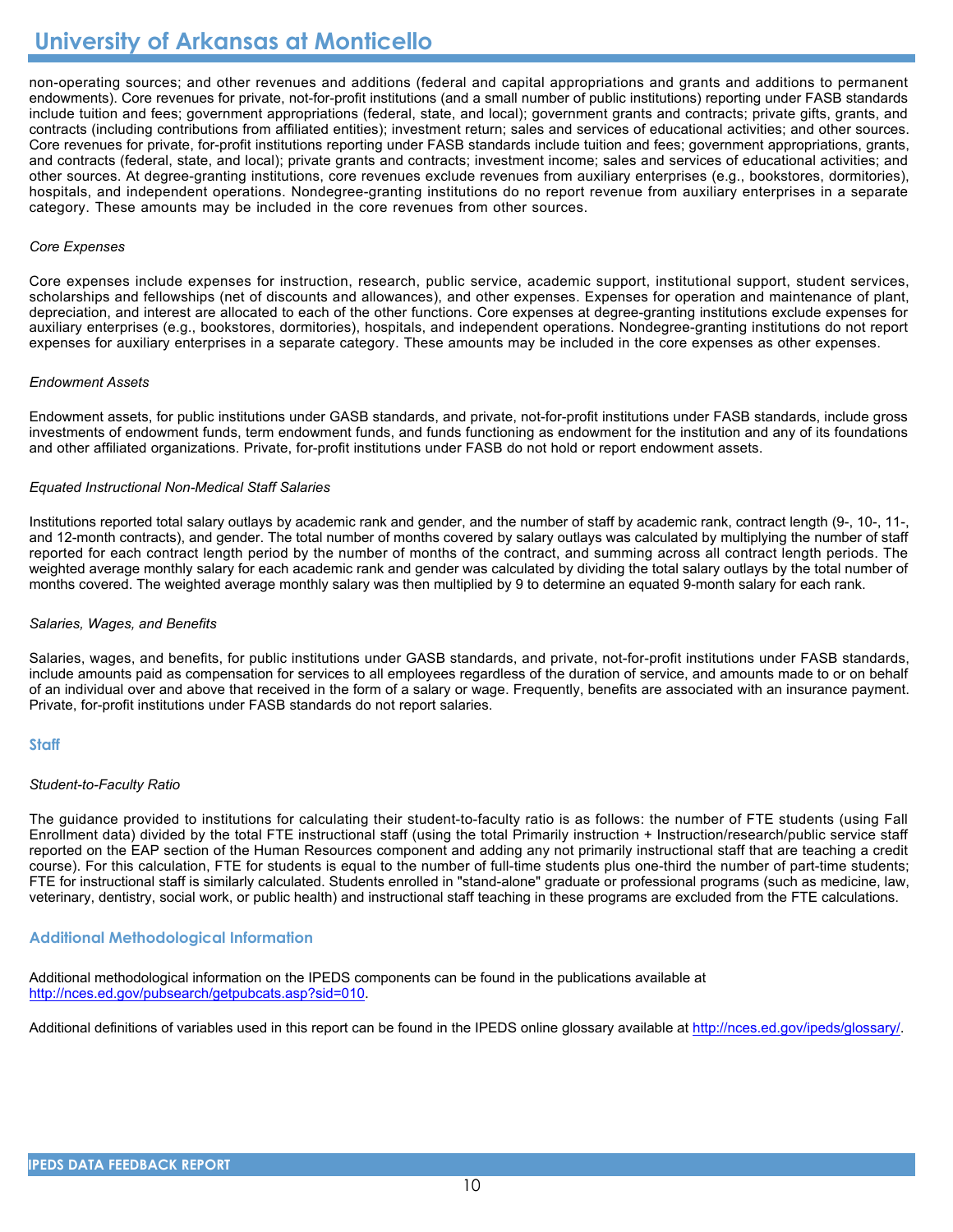non-operating sources; and other revenues and additions (federal and capital appropriations and grants and additions to permanent endowments). Core revenues for private, not-for-profit institutions (and a small number of public institutions) reporting under FASB standards include tuition and fees; government appropriations (federal, state, and local); government grants and contracts; private gifts, grants, and contracts (including contributions from affiliated entities); investment return; sales and services of educational activities; and other sources. Core revenues for private, for-profit institutions reporting under FASB standards include tuition and fees; government appropriations, grants, and contracts (federal, state, and local); private grants and contracts; investment income; sales and services of educational activities; and other sources. At degree-granting institutions, core revenues exclude revenues from auxiliary enterprises (e.g., bookstores, dormitories), hospitals, and independent operations. Nondegree-granting institutions do no report revenue from auxiliary enterprises in a separate category. These amounts may be included in the core revenues from other sources.

*Core Expenses*

Core expenses include expenses for instruction, research, public service, academic support, institutional support, student services, scholarships and fellowships (net of discounts and allowances), and other expenses. Expenses for operation and maintenance of plant, depreciation, and interest are allocated to each of the other functions. Core expenses at degree-granting institutions exclude expenses for auxiliary enterprises (e.g., bookstores, dormitories), hospitals, and independent operations. Nondegree-granting institutions do not report expenses for auxiliary enterprises in a separate category. These amounts may be included in the core expenses as other expenses.

*Endowment Assets*

Endowment assets, for public institutions under GASB standards, and private, not-for-profit institutions under FASB standards, include gross investments of endowment funds, term endowment funds, and funds functioning as endowment for the institution and any of its foundations and other affiliated organizations. Private, for-profit institutions under FASB do not hold or report endowment assets.

*Equated Instructional Non-Medical Staff Salaries*

Institutions reported total salary outlays by academic rank and gender, and the number of staff by academic rank, contract length (9-, 10-, 11-, and 12-month contracts), and gender. The total number of months covered by salary outlays was calculated by multiplying the number of staff reported for each contract length period by the number of months of the contract, and summing across all contract length periods. The weighted average monthly salary for each academic rank and gender was calculated by dividing the total salary outlays by the total number of months covered. The weighted average monthly salary was then multiplied by 9 to determine an equated 9-month salary for each rank.

*Salaries, Wages, and Benefits*

Salaries, wages, and benefits, for public institutions under GASB standards, and private, not-for-profit institutions under FASB standards, include amounts paid as compensation for services to all employees regardless of the duration of service, and amounts made to or on behalf of an individual over and above that received in the form of a salary or wage. Frequently, benefits are associated with an insurance payment. Private, for-profit institutions under FASB standards do not report salaries.

## Staff

*Student-to-Faculty Ratio*

The guidance provided to institutions for calculating their student-to-faculty ratio is as follows: the number of FTE students (using Fall Enrollment data) divided by the total FTE instructional staff (using the total Primarily instruction + Instruction/research/public service staff reported on the EAP section of the Human Resources component and adding any not primarily instructional staff that are teaching a credit course). For this calculation, FTE for students is equal to the number of full-time students plus one-third the number of part-time students; FTE for instructional staff is similarly calculated. Students enrolled in "stand-alone" graduate or professional programs (such as medicine, law, veterinary, dentistry, social work, or public health) and instructional staff teaching in these programs are excluded from the FTE calculations.

## Additional Methodological Information

Additional methodological information on the IPEDS components can be found in the publications available at http://nces.ed.gov/pubsearch/getpubcats.asp?sid=010.

Additional definitions of variables used in this report can be found in the IPEDS online glossary available at http://nces.ed.gov/ipeds/glossary/.